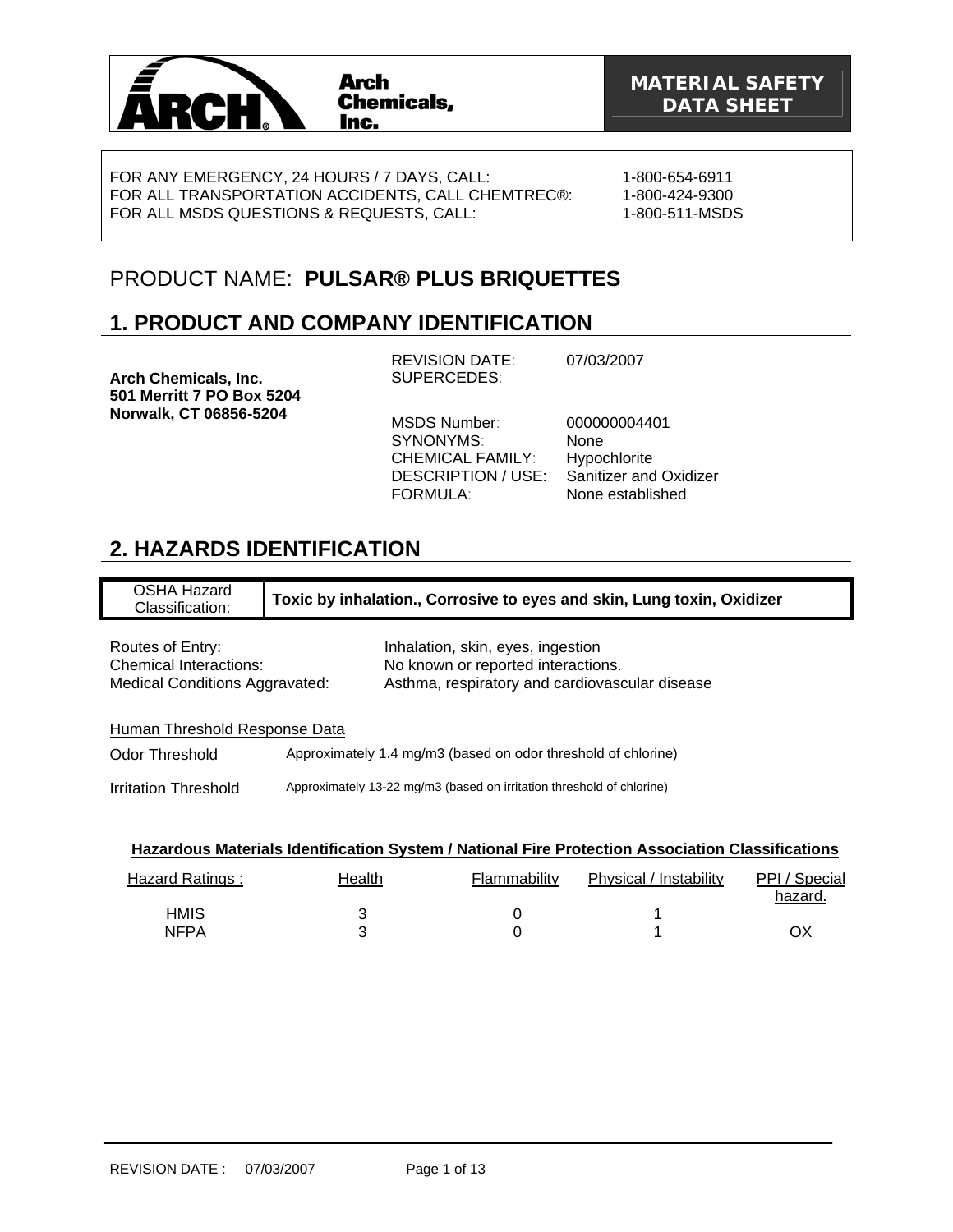**Arch Chemicals, Inc.**

**MATERIAL SAFETY DATA SHEET**

FOR ANY EMERGENCY, 24 HOURS / 7 DAYS, CALL: 1-800-654-6911
FOR ALL TRANSPORTATION ACCIDENTS, CALL CHEMTREC®: 1-800-424-9300
FOR ALL MSDS QUESTIONS & REQUESTS, CALL: 1-800-511-MSDS

# PRODUCT NAME: **PULSAR® PLUS BRIQUETTES**

## 1. PRODUCT AND COMPANY IDENTIFICATION

**Arch Chemicals, Inc.**
**501 Merritt 7 PO Box 5204**
**Norwalk, CT 06856-5204**

REVISION DATE: 07/03/2007
SUPERCEDES:

MSDS Number: 000000004401
SYNONYMS: None
CHEMICAL FAMILY: Hypochlorite
DESCRIPTION / USE: Sanitizer and Oxidizer
FORMULA: None established

## 2. HAZARDS IDENTIFICATION

| OSHA Hazard Classification: | **Toxic by inhalation., Corrosive to eyes and skin, Lung toxin, Oxidizer** |
|---|---|

Routes of Entry: Inhalation, skin, eyes, ingestion
Chemical Interactions: No known or reported interactions.
Medical Conditions Aggravated: Asthma, respiratory and cardiovascular disease

Human Threshold Response Data

Odor Threshold: Approximately 1.4 mg/m3 (based on odor threshold of chlorine)

Irritation Threshold: Approximately 13-22 mg/m3 (based on irritation threshold of chlorine)

**Hazardous Materials Identification System / National Fire Protection Association Classifications**

| Hazard Ratings : | Health | Flammability | Physical / Instability | PPI / Special hazard. |
|---|---|---|---|---|
| HMIS | 3 | 0 | 1 | |
| NFPA | 3 | 0 | 1 | OX |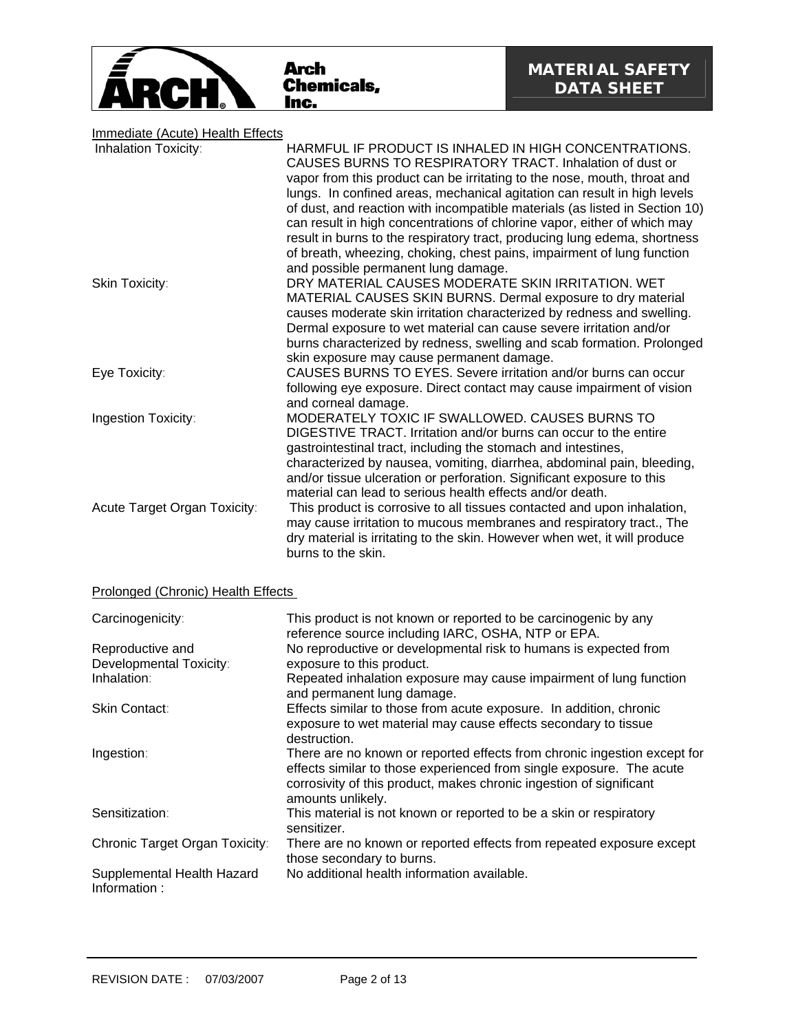Immediate (Acute) Health Effects

| | |
|---|---|
| Inhalation Toxicity: | HARMFUL IF PRODUCT IS INHALED IN HIGH CONCENTRATIONS. CAUSES BURNS TO RESPIRATORY TRACT. Inhalation of dust or vapor from this product can be irritating to the nose, mouth, throat and lungs. In confined areas, mechanical agitation can result in high levels of dust, and reaction with incompatible materials (as listed in Section 10) can result in high concentrations of chlorine vapor, either of which may result in burns to the respiratory tract, producing lung edema, shortness of breath, wheezing, choking, chest pains, impairment of lung function and possible permanent lung damage. |
| Skin Toxicity: | DRY MATERIAL CAUSES MODERATE SKIN IRRITATION. WET MATERIAL CAUSES SKIN BURNS. Dermal exposure to dry material causes moderate skin irritation characterized by redness and swelling. Dermal exposure to wet material can cause severe irritation and/or burns characterized by redness, swelling and scab formation. Prolonged skin exposure may cause permanent damage. |
| Eye Toxicity: | CAUSES BURNS TO EYES. Severe irritation and/or burns can occur following eye exposure. Direct contact may cause impairment of vision and corneal damage. |
| Ingestion Toxicity: | MODERATELY TOXIC IF SWALLOWED. CAUSES BURNS TO DIGESTIVE TRACT. Irritation and/or burns can occur to the entire gastrointestinal tract, including the stomach and intestines, characterized by nausea, vomiting, diarrhea, abdominal pain, bleeding, and/or tissue ulceration or perforation. Significant exposure to this material can lead to serious health effects and/or death. |
| Acute Target Organ Toxicity: | This product is corrosive to all tissues contacted and upon inhalation, may cause irritation to mucous membranes and respiratory tract., The dry material is irritating to the skin. However when wet, it will produce burns to the skin. |

Prolonged (Chronic) Health Effects

| | |
|---|---|
| Carcinogenicity: | This product is not known or reported to be carcinogenic by any reference source including IARC, OSHA, NTP or EPA. |
| Reproductive and Developmental Toxicity: | No reproductive or developmental risk to humans is expected from exposure to this product. |
| Inhalation: | Repeated inhalation exposure may cause impairment of lung function and permanent lung damage. |
| Skin Contact: | Effects similar to those from acute exposure. In addition, chronic exposure to wet material may cause effects secondary to tissue destruction. |
| Ingestion: | There are no known or reported effects from chronic ingestion except for effects similar to those experienced from single exposure. The acute corrosivity of this product, makes chronic ingestion of significant amounts unlikely. |
| Sensitization: | This material is not known or reported to be a skin or respiratory sensitizer. |
| Chronic Target Organ Toxicity: | There are no known or reported effects from repeated exposure except those secondary to burns. |
| Supplemental Health Hazard Information : | No additional health information available. |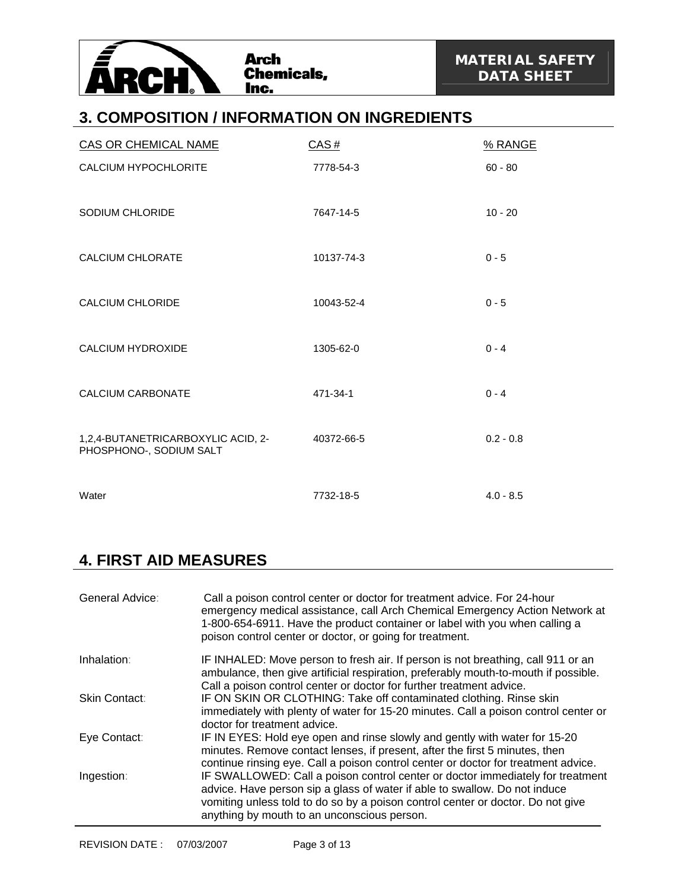## 3. COMPOSITION / INFORMATION ON INGREDIENTS

| CAS OR CHEMICAL NAME | CAS # | % RANGE |
|---|---|---|
| CALCIUM HYPOCHLORITE | 7778-54-3 | 60 - 80 |
| SODIUM CHLORIDE | 7647-14-5 | 10 - 20 |
| CALCIUM CHLORATE | 10137-74-3 | 0 - 5 |
| CALCIUM CHLORIDE | 10043-52-4 | 0 - 5 |
| CALCIUM HYDROXIDE | 1305-62-0 | 0 - 4 |
| CALCIUM CARBONATE | 471-34-1 | 0 - 4 |
| 1,2,4-BUTANETRICARBOXYLIC ACID, 2-PHOSPHONO-, SODIUM SALT | 40372-66-5 | 0.2 - 0.8 |
| Water | 7732-18-5 | 4.0 - 8.5 |

## 4. FIRST AID MEASURES

**General Advice:** Call a poison control center or doctor for treatment advice. For 24-hour emergency medical assistance, call Arch Chemical Emergency Action Network at 1-800-654-6911. Have the product container or label with you when calling a poison control center or doctor, or going for treatment.

**Inhalation:** IF INHALED: Move person to fresh air. If person is not breathing, call 911 or an ambulance, then give artificial respiration, preferably mouth-to-mouth if possible. Call a poison control center or doctor for further treatment advice.

**Skin Contact:** IF ON SKIN OR CLOTHING: Take off contaminated clothing. Rinse skin immediately with plenty of water for 15-20 minutes. Call a poison control center or doctor for treatment advice.

**Eye Contact:** IF IN EYES: Hold eye open and rinse slowly and gently with water for 15-20 minutes. Remove contact lenses, if present, after the first 5 minutes, then continue rinsing eye. Call a poison control center or doctor for treatment advice.

**Ingestion:** IF SWALLOWED: Call a poison control center or doctor immediately for treatment advice. Have person sip a glass of water if able to swallow. Do not induce vomiting unless told to do so by a poison control center or doctor. Do not give anything by mouth to an unconscious person.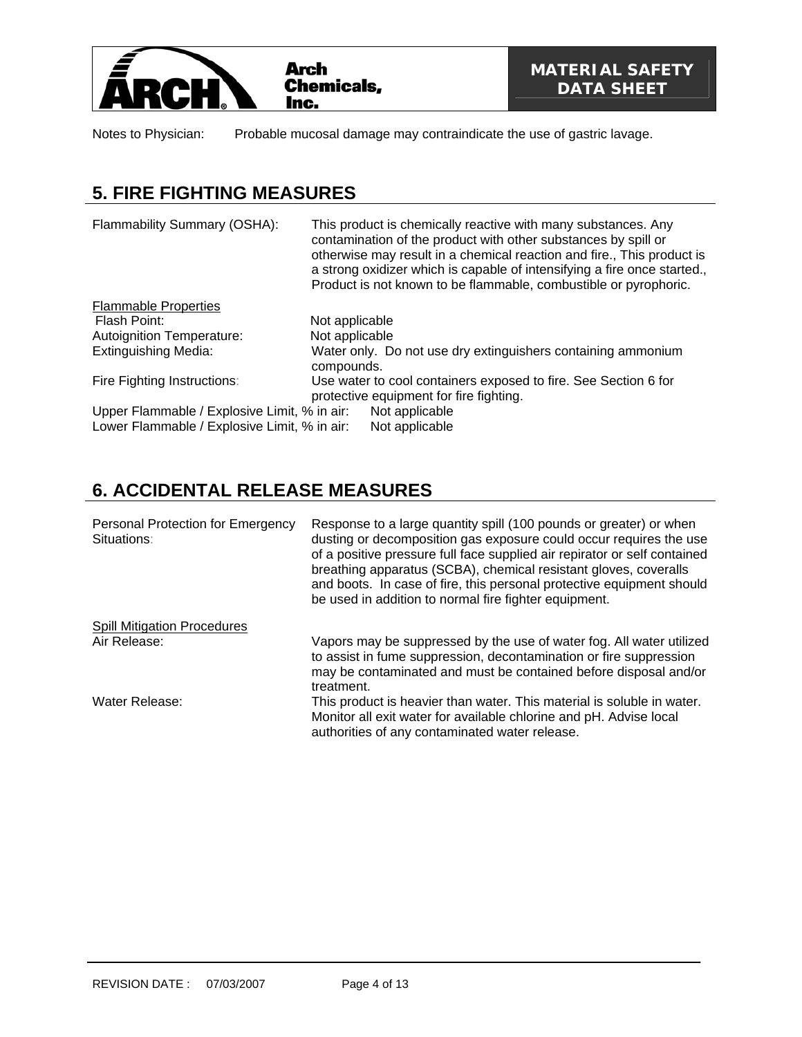Notes to Physician: Probable mucosal damage may contraindicate the use of gastric lavage.

## 5. FIRE FIGHTING MEASURES

Flammability Summary (OSHA): This product is chemically reactive with many substances. Any contamination of the product with other substances by spill or otherwise may result in a chemical reaction and fire., This product is a strong oxidizer which is capable of intensifying a fire once started., Product is not known to be flammable, combustible or pyrophoric.

Flammable Properties

Flash Point: Not applicable

Autoignition Temperature: Not applicable

Extinguishing Media: Water only. Do not use dry extinguishers containing ammonium compounds.

Fire Fighting Instructions: Use water to cool containers exposed to fire. See Section 6 for protective equipment for fire fighting.

Upper Flammable / Explosive Limit, % in air: Not applicable

Lower Flammable / Explosive Limit, % in air: Not applicable

## 6. ACCIDENTAL RELEASE MEASURES

Personal Protection for Emergency Situations: Response to a large quantity spill (100 pounds or greater) or when dusting or decomposition gas exposure could occur requires the use of a positive pressure full face supplied air repirator or self contained breathing apparatus (SCBA), chemical resistant gloves, coveralls and boots. In case of fire, this personal protective equipment should be used in addition to normal fire fighter equipment.

Spill Mitigation Procedures

Air Release: Vapors may be suppressed by the use of water fog. All water utilized to assist in fume suppression, decontamination or fire suppression may be contaminated and must be contained before disposal and/or treatment.

Water Release: This product is heavier than water. This material is soluble in water. Monitor all exit water for available chlorine and pH. Advise local authorities of any contaminated water release.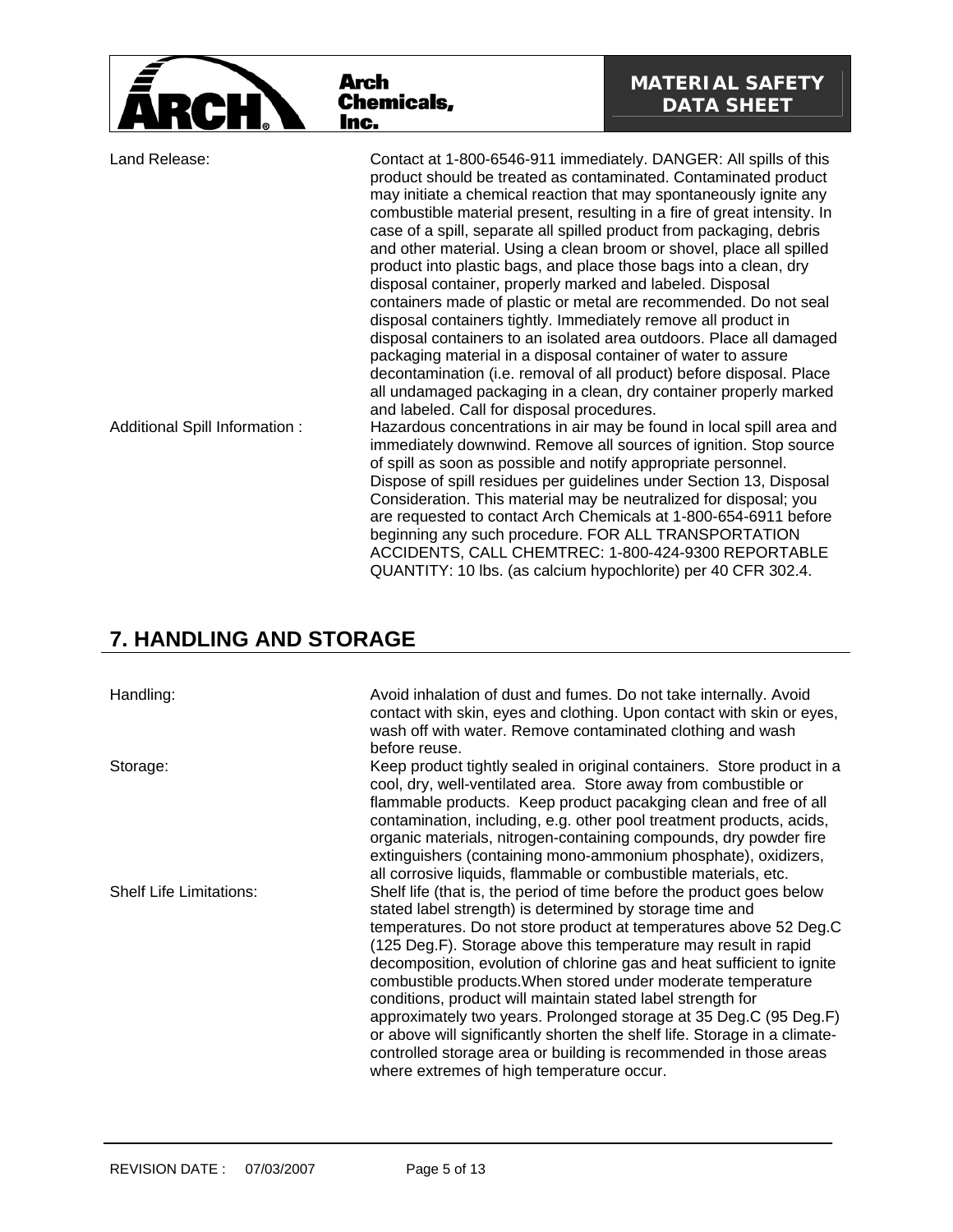| | |
|---|---|
| Land Release: | Contact at 1-800-6546-911 immediately. DANGER: All spills of this product should be treated as contaminated. Contaminated product may initiate a chemical reaction that may spontaneously ignite any combustible material present, resulting in a fire of great intensity. In case of a spill, separate all spilled product from packaging, debris and other material. Using a clean broom or shovel, place all spilled product into plastic bags, and place those bags into a clean, dry disposal container, properly marked and labeled. Disposal containers made of plastic or metal are recommended. Do not seal disposal containers tightly. Immediately remove all product in disposal containers to an isolated area outdoors. Place all damaged packaging material in a disposal container of water to assure decontamination (i.e. removal of all product) before disposal. Place all undamaged packaging in a clean, dry container properly marked and labeled. Call for disposal procedures. |
| Additional Spill Information : | Hazardous concentrations in air may be found in local spill area and immediately downwind. Remove all sources of ignition. Stop source of spill as soon as possible and notify appropriate personnel. Dispose of spill residues per guidelines under Section 13, Disposal Consideration. This material may be neutralized for disposal; you are requested to contact Arch Chemicals at 1-800-654-6911 before beginning any such procedure. FOR ALL TRANSPORTATION ACCIDENTS, CALL CHEMTREC: 1-800-424-9300 REPORTABLE QUANTITY: 10 lbs. (as calcium hypochlorite) per 40 CFR 302.4. |

## 7. HANDLING AND STORAGE

| | |
|---|---|
| Handling: | Avoid inhalation of dust and fumes. Do not take internally. Avoid contact with skin, eyes and clothing. Upon contact with skin or eyes, wash off with water. Remove contaminated clothing and wash before reuse. |
| Storage: | Keep product tightly sealed in original containers. Store product in a cool, dry, well-ventilated area. Store away from combustible or flammable products. Keep product pacakging clean and free of all contamination, including, e.g. other pool treatment products, acids, organic materials, nitrogen-containing compounds, dry powder fire extinguishers (containing mono-ammonium phosphate), oxidizers, all corrosive liquids, flammable or combustible materials, etc. |
| Shelf Life Limitations: | Shelf life (that is, the period of time before the product goes below stated label strength) is determined by storage time and temperatures. Do not store product at temperatures above 52 Deg.C (125 Deg.F). Storage above this temperature may result in rapid decomposition, evolution of chlorine gas and heat sufficient to ignite combustible products.When stored under moderate temperature conditions, product will maintain stated label strength for approximately two years. Prolonged storage at 35 Deg.C (95 Deg.F) or above will significantly shorten the shelf life. Storage in a climate-controlled storage area or building is recommended in those areas where extremes of high temperature occur. |

REVISION DATE : 07/03/2007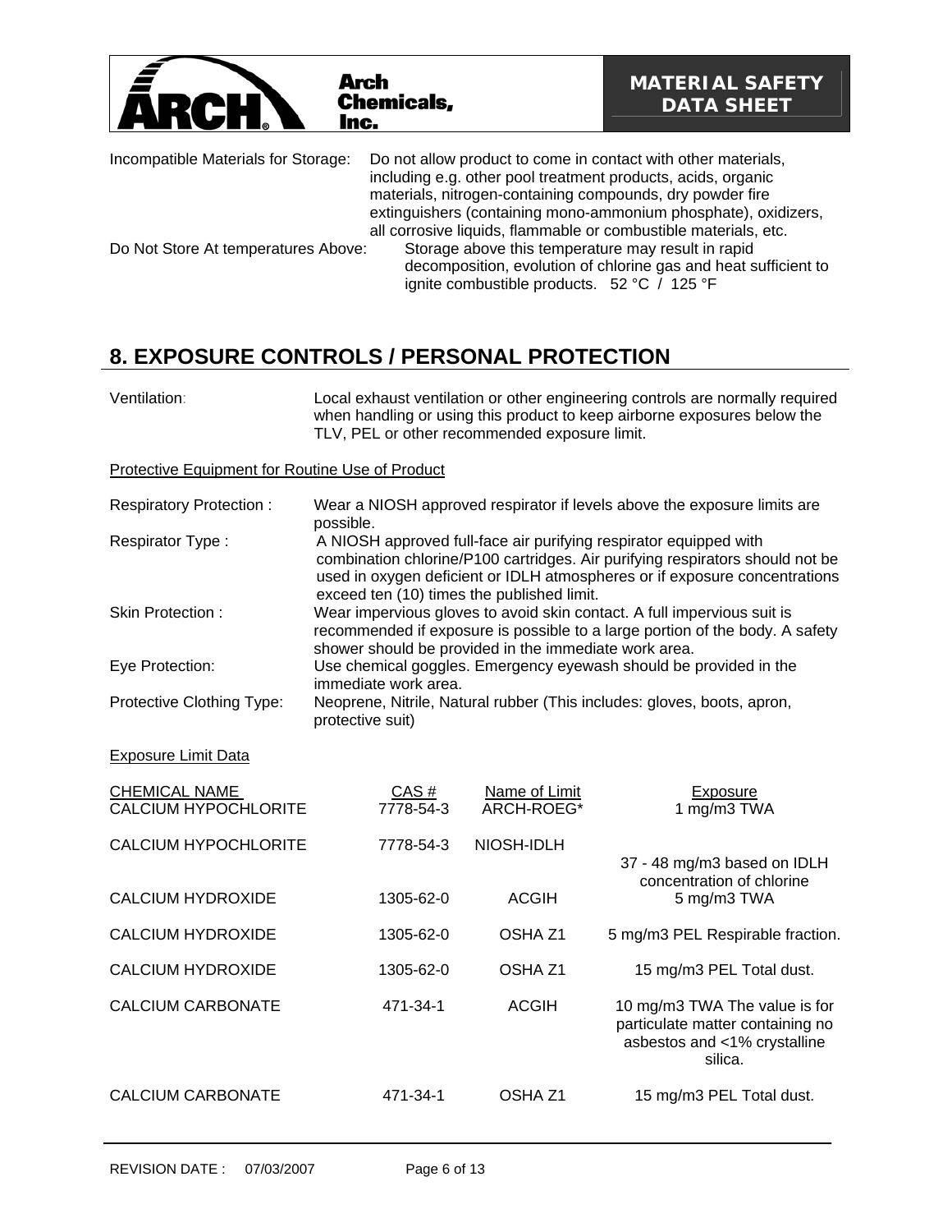Incompatible Materials for Storage: Do not allow product to come in contact with other materials, including e.g. other pool treatment products, acids, organic materials, nitrogen-containing compounds, dry powder fire extinguishers (containing mono-ammonium phosphate), oxidizers, all corrosive liquids, flammable or combustible materials, etc.

Do Not Store At temperatures Above: Storage above this temperature may result in rapid decomposition, evolution of chlorine gas and heat sufficient to ignite combustible products. 52 °C / 125 °F

## 8. EXPOSURE CONTROLS / PERSONAL PROTECTION

Ventilation: Local exhaust ventilation or other engineering controls are normally required when handling or using this product to keep airborne exposures below the TLV, PEL or other recommended exposure limit.

Protective Equipment for Routine Use of Product

Respiratory Protection : Wear a NIOSH approved respirator if levels above the exposure limits are possible.

Respirator Type : A NIOSH approved full-face air purifying respirator equipped with combination chlorine/P100 cartridges. Air purifying respirators should not be used in oxygen deficient or IDLH atmospheres or if exposure concentrations exceed ten (10) times the published limit.

Skin Protection : Wear impervious gloves to avoid skin contact. A full impervious suit is recommended if exposure is possible to a large portion of the body. A safety shower should be provided in the immediate work area.

Eye Protection: Use chemical goggles. Emergency eyewash should be provided in the immediate work area.

Protective Clothing Type: Neoprene, Nitrile, Natural rubber (This includes: gloves, boots, apron, protective suit)

Exposure Limit Data

| CHEMICAL NAME | CAS # | Name of Limit | Exposure |
|---|---|---|---|
| CALCIUM HYPOCHLORITE | 7778-54-3 | ARCH-ROEG* | 1 mg/m3 TWA |
| CALCIUM HYPOCHLORITE | 7778-54-3 | NIOSH-IDLH | 37 - 48 mg/m3 based on IDLH concentration of chlorine |
| CALCIUM HYDROXIDE | 1305-62-0 | ACGIH | 5 mg/m3 TWA |
| CALCIUM HYDROXIDE | 1305-62-0 | OSHA Z1 | 5 mg/m3 PEL Respirable fraction. |
| CALCIUM HYDROXIDE | 1305-62-0 | OSHA Z1 | 15 mg/m3 PEL Total dust. |
| CALCIUM CARBONATE | 471-34-1 | ACGIH | 10 mg/m3 TWA The value is for particulate matter containing no asbestos and <1% crystalline silica. |
| CALCIUM CARBONATE | 471-34-1 | OSHA Z1 | 15 mg/m3 PEL Total dust. |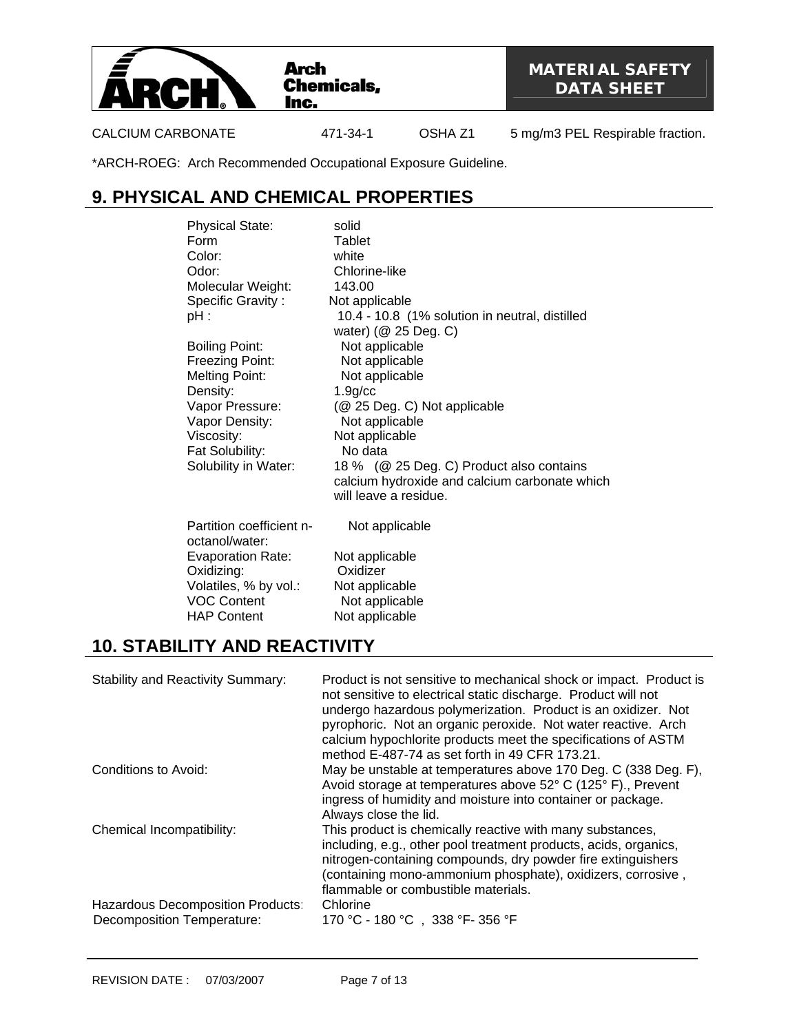| CALCIUM CARBONATE | 471-34-1 | OSHA Z1 | 5 mg/m3 PEL Respirable fraction. |
| --- | --- | --- | --- |

*ARCH-ROEG: Arch Recommended Occupational Exposure Guideline.

## 9. PHYSICAL AND CHEMICAL PROPERTIES

| | |
| --- | --- |
| Physical State: | solid |
| Form | Tablet |
| Color: | white |
| Odor: | Chlorine-like |
| Molecular Weight: | 143.00 |
| Specific Gravity : | Not applicable |
| pH : | 10.4 - 10.8 (1% solution in neutral, distilled water) (@ 25 Deg. C) |
| Boiling Point: | Not applicable |
| Freezing Point: | Not applicable |
| Melting Point: | Not applicable |
| Density: | 1.9g/cc |
| Vapor Pressure: | (@ 25 Deg. C) Not applicable |
| Vapor Density: | Not applicable |
| Viscosity: | Not applicable |
| Fat Solubility: | No data |
| Solubility in Water: | 18 % (@ 25 Deg. C) Product also contains calcium hydroxide and calcium carbonate which will leave a residue. |
| Partition coefficient n-octanol/water: | Not applicable |
| Evaporation Rate: | Not applicable |
| Oxidizing: | Oxidizer |
| Volatiles, % by vol.: | Not applicable |
| VOC Content | Not applicable |
| HAP Content | Not applicable |

## 10. STABILITY AND REACTIVITY

| | |
| --- | --- |
| Stability and Reactivity Summary: | Product is not sensitive to mechanical shock or impact. Product is not sensitive to electrical static discharge. Product will not undergo hazardous polymerization. Product is an oxidizer. Not pyrophoric. Not an organic peroxide. Not water reactive. Arch calcium hypochlorite products meet the specifications of ASTM method E-487-74 as set forth in 49 CFR 173.21. |
| Conditions to Avoid: | May be unstable at temperatures above 170 Deg. C (338 Deg. F), Avoid storage at temperatures above 52° C (125° F)., Prevent ingress of humidity and moisture into container or package. Always close the lid. |
| Chemical Incompatibility: | This product is chemically reactive with many substances, including, e.g., other pool treatment products, acids, organics, nitrogen-containing compounds, dry powder fire extinguishers (containing mono-ammonium phosphate), oxidizers, corrosive , flammable or combustible materials. |
| Hazardous Decomposition Products: | Chlorine |
| Decomposition Temperature: | 170 °C - 180 °C , 338 °F- 356 °F |

REVISION DATE : 07/03/2007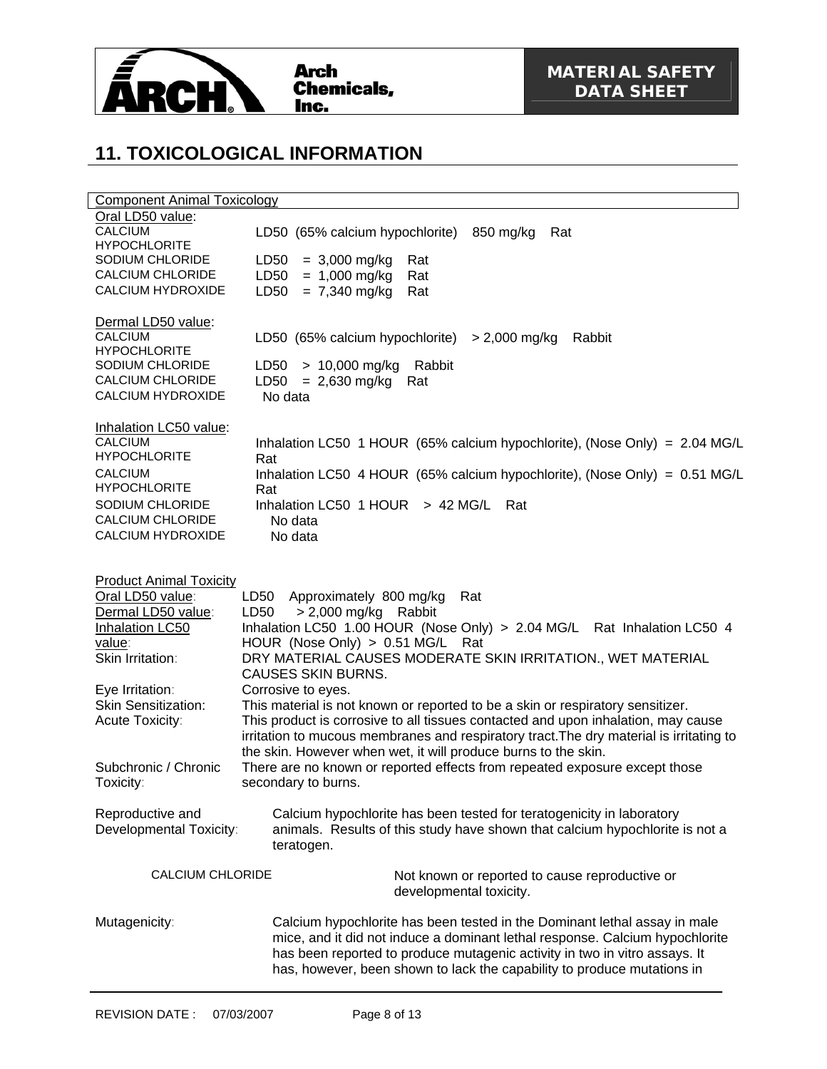## 11. TOXICOLOGICAL INFORMATION

**Component Animal Toxicology**

**Oral LD50 value:**

| Component | Value |
|---|---|
| CALCIUM HYPOCHLORITE | LD50 (65% calcium hypochlorite) 850 mg/kg Rat |
| SODIUM CHLORIDE | LD50 = 3,000 mg/kg Rat |
| CALCIUM CHLORIDE | LD50 = 1,000 mg/kg Rat |
| CALCIUM HYDROXIDE | LD50 = 7,340 mg/kg Rat |

**Dermal LD50 value:**

| Component | Value |
|---|---|
| CALCIUM HYPOCHLORITE | LD50 (65% calcium hypochlorite) > 2,000 mg/kg Rabbit |
| SODIUM CHLORIDE | LD50 > 10,000 mg/kg Rabbit |
| CALCIUM CHLORIDE | LD50 = 2,630 mg/kg Rat |
| CALCIUM HYDROXIDE | No data |

**Inhalation LC50 value:**

| Component | Value |
|---|---|
| CALCIUM HYPOCHLORITE | Inhalation LC50 1 HOUR (65% calcium hypochlorite), (Nose Only) = 2.04 MG/L Rat |
| CALCIUM HYPOCHLORITE | Inhalation LC50 4 HOUR (65% calcium hypochlorite), (Nose Only) = 0.51 MG/L Rat |
| SODIUM CHLORIDE | Inhalation LC50 1 HOUR > 42 MG/L Rat |
| CALCIUM CHLORIDE | No data |
| CALCIUM HYDROXIDE | No data |

**Product Animal Toxicity**

**Oral LD50 value:** LD50 Approximately 800 mg/kg Rat

**Dermal LD50 value:** LD50 > 2,000 mg/kg Rabbit

**Inhalation LC50 value:** Inhalation LC50 1.00 HOUR (Nose Only) > 2.04 MG/L Rat Inhalation LC50 4 HOUR (Nose Only) > 0.51 MG/L Rat

**Skin Irritation:** DRY MATERIAL CAUSES MODERATE SKIN IRRITATION., WET MATERIAL CAUSES SKIN BURNS.

**Eye Irritation:** Corrosive to eyes.

**Skin Sensitization:** This material is not known or reported to be a skin or respiratory sensitizer.

**Acute Toxicity:** This product is corrosive to all tissues contacted and upon inhalation, may cause irritation to mucous membranes and respiratory tract.The dry material is irritating to the skin. However when wet, it will produce burns to the skin.

**Subchronic / Chronic Toxicity:** There are no known or reported effects from repeated exposure except those secondary to burns.

**Reproductive and Developmental Toxicity:** Calcium hypochlorite has been tested for teratogenicity in laboratory animals. Results of this study have shown that calcium hypochlorite is not a teratogen.

CALCIUM CHLORIDE: Not known or reported to cause reproductive or developmental toxicity.

**Mutagenicity:** Calcium hypochlorite has been tested in the Dominant lethal assay in male mice, and it did not induce a dominant lethal response. Calcium hypochlorite has been reported to produce mutagenic activity in two in vitro assays. It has, however, been shown to lack the capability to produce mutations in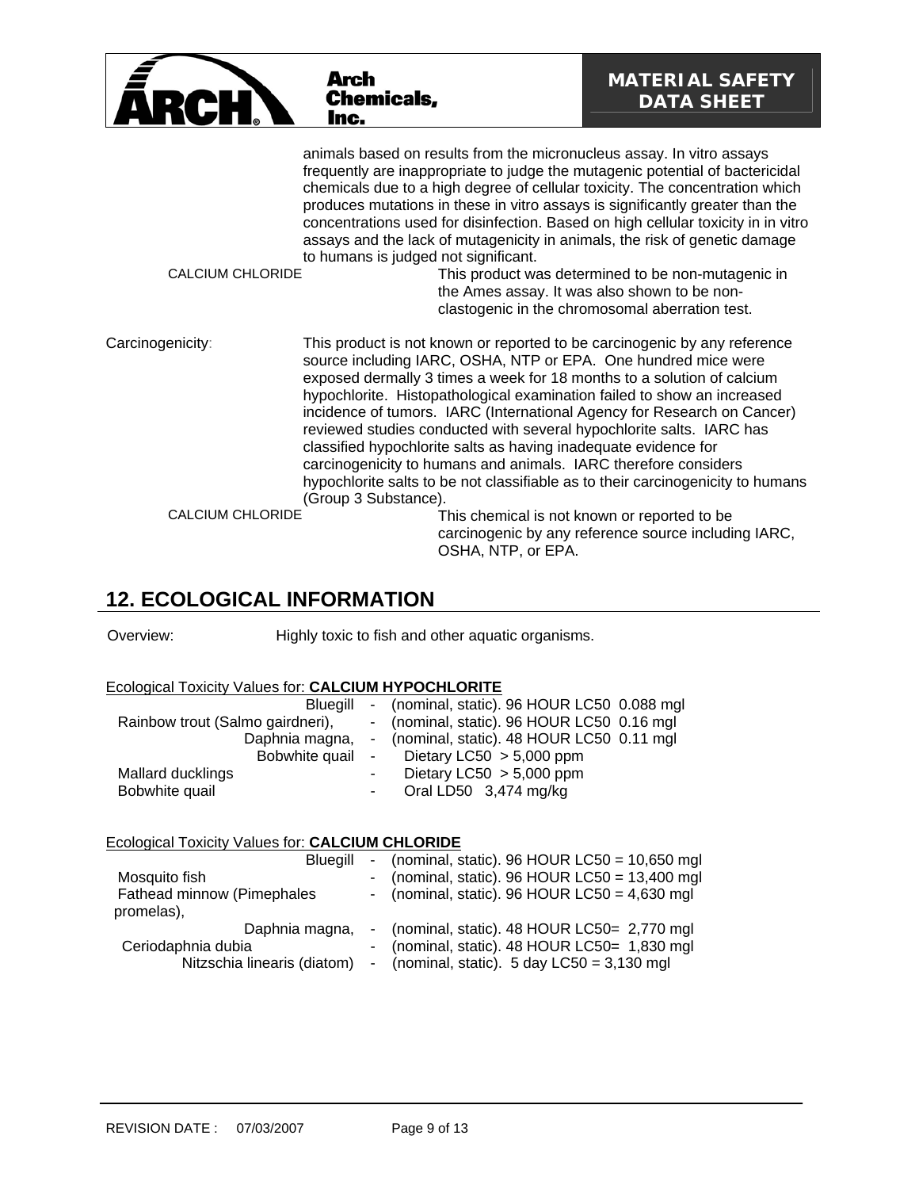animals based on results from the micronucleus assay. In vitro assays frequently are inappropriate to judge the mutagenic potential of bactericidal chemicals due to a high degree of cellular toxicity. The concentration which produces mutations in these in vitro assays is significantly greater than the concentrations used for disinfection. Based on high cellular toxicity in in vitro assays and the lack of mutagenicity in animals, the risk of genetic damage to humans is judged not significant.

CALCIUM CHLORIDE — This product was determined to be non-mutagenic in the Ames assay. It was also shown to be non-clastogenic in the chromosomal aberration test.

Carcinogenicity: This product is not known or reported to be carcinogenic by any reference source including IARC, OSHA, NTP or EPA. One hundred mice were exposed dermally 3 times a week for 18 months to a solution of calcium hypochlorite. Histopathological examination failed to show an increased incidence of tumors. IARC (International Agency for Research on Cancer) reviewed studies conducted with several hypochlorite salts. IARC has classified hypochlorite salts as having inadequate evidence for carcinogenicity to humans and animals. IARC therefore considers hypochlorite salts to be not classifiable as to their carcinogenicity to humans (Group 3 Substance).

CALCIUM CHLORIDE — This chemical is not known or reported to be carcinogenic by any reference source including IARC, OSHA, NTP, or EPA.

## 12. ECOLOGICAL INFORMATION

Overview: Highly toxic to fish and other aquatic organisms.

Ecological Toxicity Values for: **CALCIUM HYPOCHLORITE**

| Species | | Value |
|---|---|---|
| Bluegill | - | (nominal, static). 96 HOUR LC50 0.088 mgl |
| Rainbow trout (Salmo gairdneri), | - | (nominal, static). 96 HOUR LC50 0.16 mgl |
| Daphnia magna, | - | (nominal, static). 48 HOUR LC50 0.11 mgl |
| Bobwhite quail | - | Dietary LC50 > 5,000 ppm |
| Mallard ducklings | - | Dietary LC50 > 5,000 ppm |
| Bobwhite quail | - | Oral LD50 3,474 mg/kg |

Ecological Toxicity Values for: **CALCIUM CHLORIDE**

| Species | | Value |
|---|---|---|
| Bluegill | - | (nominal, static). 96 HOUR LC50 = 10,650 mgl |
| Mosquito fish | - | (nominal, static). 96 HOUR LC50 = 13,400 mgl |
| Fathead minnow (Pimephales promelas), | - | (nominal, static). 96 HOUR LC50 = 4,630 mgl |
| Daphnia magna, | - | (nominal, static). 48 HOUR LC50= 2,770 mgl |
| Ceriodaphnia dubia | - | (nominal, static). 48 HOUR LC50= 1,830 mgl |
| Nitzschia linearis (diatom) | - | (nominal, static). 5 day LC50 = 3,130 mgl |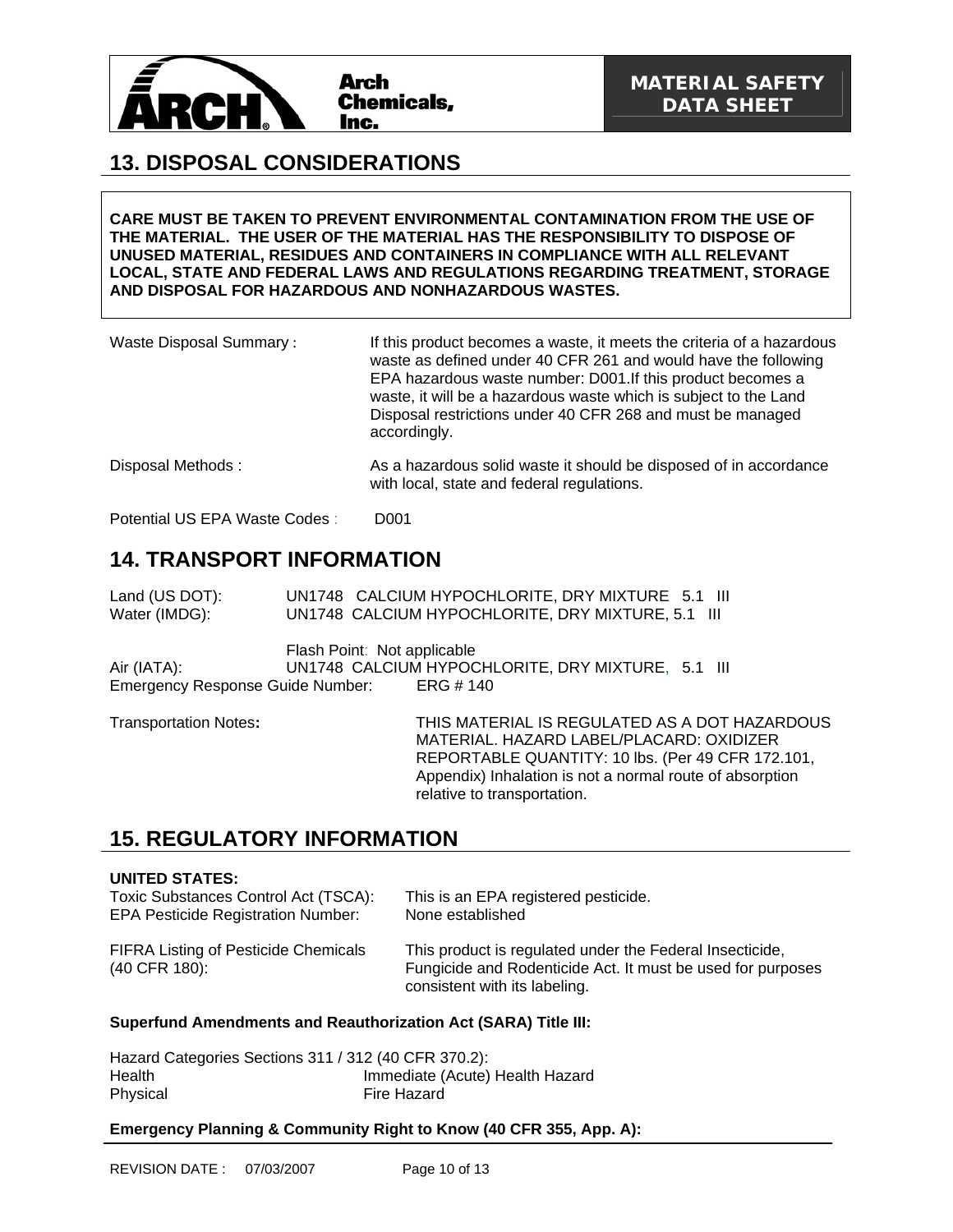## 13. DISPOSAL CONSIDERATIONS

**CARE MUST BE TAKEN TO PREVENT ENVIRONMENTAL CONTAMINATION FROM THE USE OF THE MATERIAL. THE USER OF THE MATERIAL HAS THE RESPONSIBILITY TO DISPOSE OF UNUSED MATERIAL, RESIDUES AND CONTAINERS IN COMPLIANCE WITH ALL RELEVANT LOCAL, STATE AND FEDERAL LAWS AND REGULATIONS REGARDING TREATMENT, STORAGE AND DISPOSAL FOR HAZARDOUS AND NONHAZARDOUS WASTES.**

| | |
|---|---|
| Waste Disposal Summary : | If this product becomes a waste, it meets the criteria of a hazardous waste as defined under 40 CFR 261 and would have the following EPA hazardous waste number: D001.If this product becomes a waste, it will be a hazardous waste which is subject to the Land Disposal restrictions under 40 CFR 268 and must be managed accordingly. |
| Disposal Methods : | As a hazardous solid waste it should be disposed of in accordance with local, state and federal regulations. |
| Potential US EPA Waste Codes : | D001 |

## 14. TRANSPORT INFORMATION

Land (US DOT): UN1748 CALCIUM HYPOCHLORITE, DRY MIXTURE 5.1 III
Water (IMDG): UN1748 CALCIUM HYPOCHLORITE, DRY MIXTURE, 5.1 III

Flash Point: Not applicable
Air (IATA): UN1748 CALCIUM HYPOCHLORITE, DRY MIXTURE, 5.1 III
Emergency Response Guide Number: ERG # 140

Transportation Notes**:** THIS MATERIAL IS REGULATED AS A DOT HAZARDOUS MATERIAL. HAZARD LABEL/PLACARD: OXIDIZER REPORTABLE QUANTITY: 10 lbs. (Per 49 CFR 172.101, Appendix) Inhalation is not a normal route of absorption relative to transportation.

## 15. REGULATORY INFORMATION

**UNITED STATES:**

| | |
|---|---|
| Toxic Substances Control Act (TSCA): | This is an EPA registered pesticide. |
| EPA Pesticide Registration Number: | None established |
| FIFRA Listing of Pesticide Chemicals (40 CFR 180): | This product is regulated under the Federal Insecticide, Fungicide and Rodenticide Act. It must be used for purposes consistent with its labeling. |

**Superfund Amendments and Reauthorization Act (SARA) Title III:**

Hazard Categories Sections 311 / 312 (40 CFR 370.2):

| | |
|---|---|
| Health | Immediate (Acute) Health Hazard |
| Physical | Fire Hazard |

**Emergency Planning & Community Right to Know (40 CFR 355, App. A):**

REVISION DATE : 07/03/2007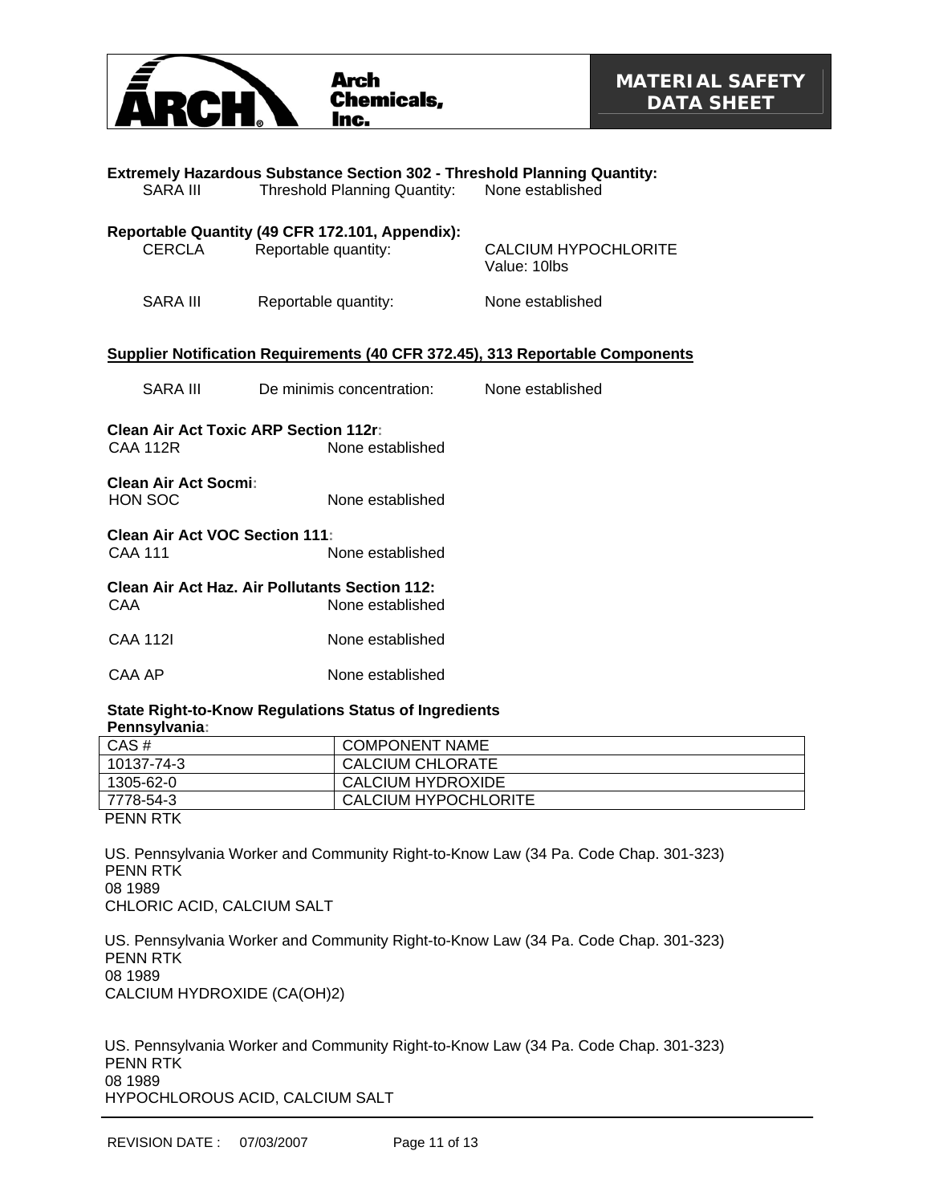**Extremely Hazardous Substance Section 302 - Threshold Planning Quantity:**

SARA III Threshold Planning Quantity: None established

**Reportable Quantity (49 CFR 172.101, Appendix):**

CERCLA Reportable quantity: CALCIUM HYPOCHLORITE
Value: 10lbs

SARA III Reportable quantity: None established

**Supplier Notification Requirements (40 CFR 372.45), 313 Reportable Components**

SARA III De minimis concentration: None established

**Clean Air Act Toxic ARP Section 112r:**
CAA 112R None established

**Clean Air Act Socmi:**
HON SOC None established

**Clean Air Act VOC Section 111:**
CAA 111 None established

**Clean Air Act Haz. Air Pollutants Section 112:**
CAA None established

CAA 112I None established

CAA AP None established

**State Right-to-Know Regulations Status of Ingredients**
**Pennsylvania:**

| CAS # | COMPONENT NAME |
|---|---|
| 10137-74-3 | CALCIUM CHLORATE |
| 1305-62-0 | CALCIUM HYDROXIDE |
| 7778-54-3 | CALCIUM HYPOCHLORITE |

PENN RTK

US. Pennsylvania Worker and Community Right-to-Know Law (34 Pa. Code Chap. 301-323)
PENN RTK
08 1989
CHLORIC ACID, CALCIUM SALT

US. Pennsylvania Worker and Community Right-to-Know Law (34 Pa. Code Chap. 301-323)
PENN RTK
08 1989
CALCIUM HYDROXIDE (CA(OH)2)

US. Pennsylvania Worker and Community Right-to-Know Law (34 Pa. Code Chap. 301-323)
PENN RTK
08 1989
HYPOCHLOROUS ACID, CALCIUM SALT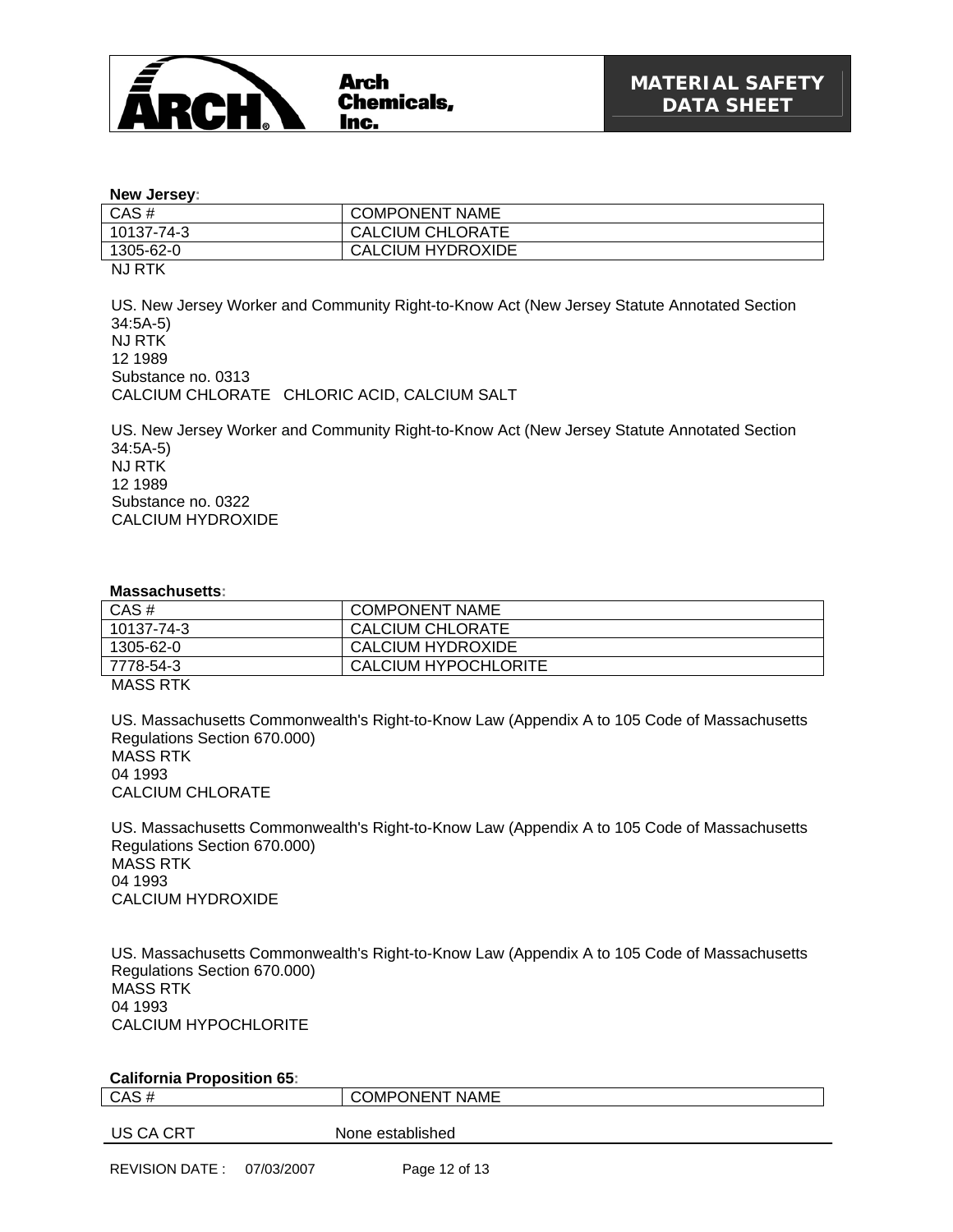**New Jersey:**

| CAS # | COMPONENT NAME |
|---|---|
| 10137-74-3 | CALCIUM CHLORATE |
| 1305-62-0 | CALCIUM HYDROXIDE |

NJ RTK

US. New Jersey Worker and Community Right-to-Know Act (New Jersey Statute Annotated Section 34:5A-5)
NJ RTK
12 1989
Substance no. 0313
CALCIUM CHLORATE   CHLORIC ACID, CALCIUM SALT

US. New Jersey Worker and Community Right-to-Know Act (New Jersey Statute Annotated Section 34:5A-5)
NJ RTK
12 1989
Substance no. 0322
CALCIUM HYDROXIDE

**Massachusetts:**

| CAS # | COMPONENT NAME |
|---|---|
| 10137-74-3 | CALCIUM CHLORATE |
| 1305-62-0 | CALCIUM HYDROXIDE |
| 7778-54-3 | CALCIUM HYPOCHLORITE |

MASS RTK

US. Massachusetts Commonwealth's Right-to-Know Law (Appendix A to 105 Code of Massachusetts Regulations Section 670.000)
MASS RTK
04 1993
CALCIUM CHLORATE

US. Massachusetts Commonwealth's Right-to-Know Law (Appendix A to 105 Code of Massachusetts Regulations Section 670.000)
MASS RTK
04 1993
CALCIUM HYDROXIDE

US. Massachusetts Commonwealth's Right-to-Know Law (Appendix A to 105 Code of Massachusetts Regulations Section 670.000)
MASS RTK
04 1993
CALCIUM HYPOCHLORITE

**California Proposition 65:**

| CAS # | COMPONENT NAME |
|---|---|

US CA CRT    None established

REVISION DATE :  07/03/2007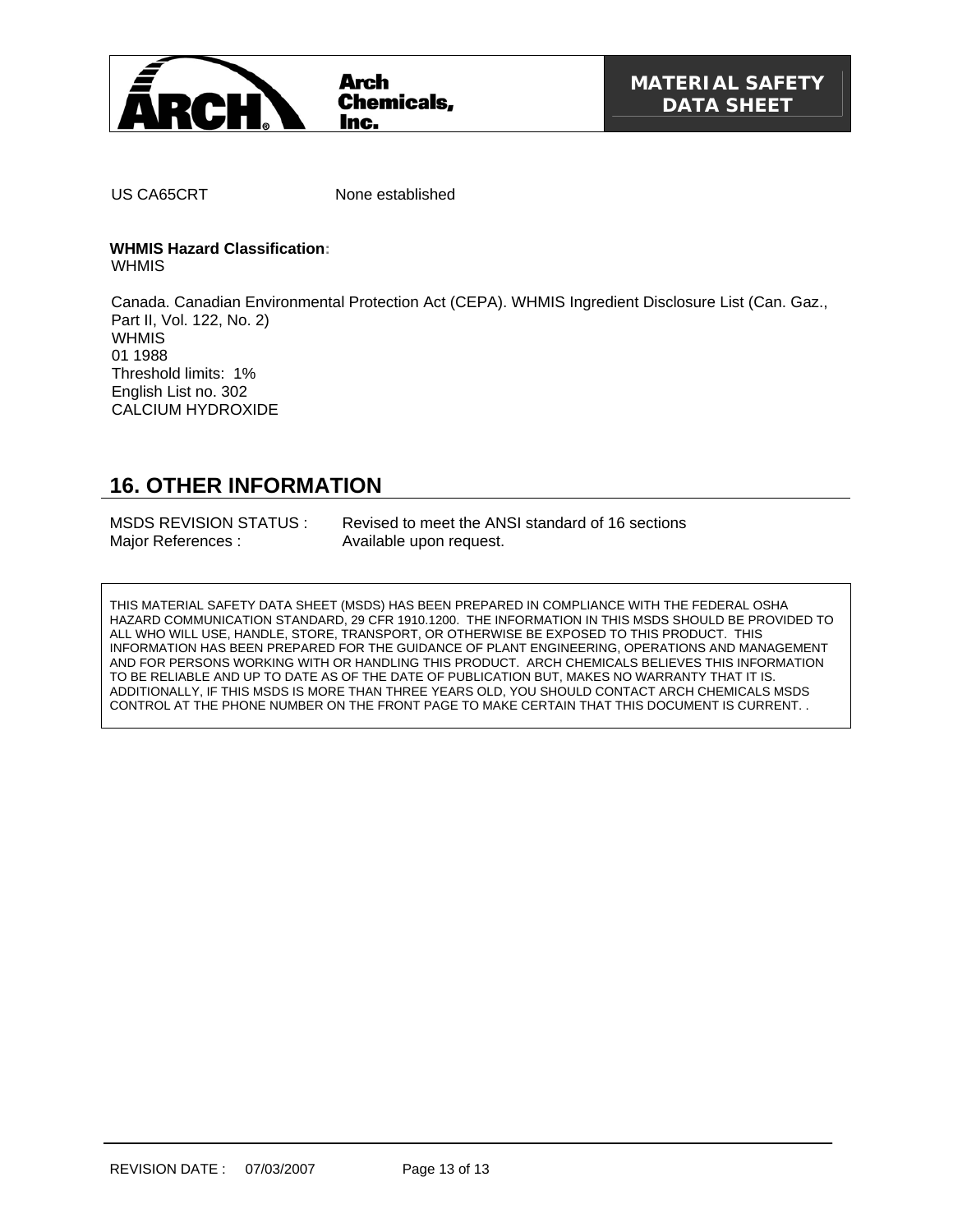US CA65CRT None established

**WHMIS Hazard Classification:**
WHMIS

Canada. Canadian Environmental Protection Act (CEPA). WHMIS Ingredient Disclosure List (Can. Gaz., Part II, Vol. 122, No. 2)
WHMIS
01 1988
Threshold limits: 1%
English List no. 302
CALCIUM HYDROXIDE

## 16. OTHER INFORMATION

MSDS REVISION STATUS : Revised to meet the ANSI standard of 16 sections
Major References : Available upon request.

THIS MATERIAL SAFETY DATA SHEET (MSDS) HAS BEEN PREPARED IN COMPLIANCE WITH THE FEDERAL OSHA HAZARD COMMUNICATION STANDARD, 29 CFR 1910.1200. THE INFORMATION IN THIS MSDS SHOULD BE PROVIDED TO ALL WHO WILL USE, HANDLE, STORE, TRANSPORT, OR OTHERWISE BE EXPOSED TO THIS PRODUCT. THIS INFORMATION HAS BEEN PREPARED FOR THE GUIDANCE OF PLANT ENGINEERING, OPERATIONS AND MANAGEMENT AND FOR PERSONS WORKING WITH OR HANDLING THIS PRODUCT. ARCH CHEMICALS BELIEVES THIS INFORMATION TO BE RELIABLE AND UP TO DATE AS OF THE DATE OF PUBLICATION BUT, MAKES NO WARRANTY THAT IT IS. ADDITIONALLY, IF THIS MSDS IS MORE THAN THREE YEARS OLD, YOU SHOULD CONTACT ARCH CHEMICALS MSDS CONTROL AT THE PHONE NUMBER ON THE FRONT PAGE TO MAKE CERTAIN THAT THIS DOCUMENT IS CURRENT. .